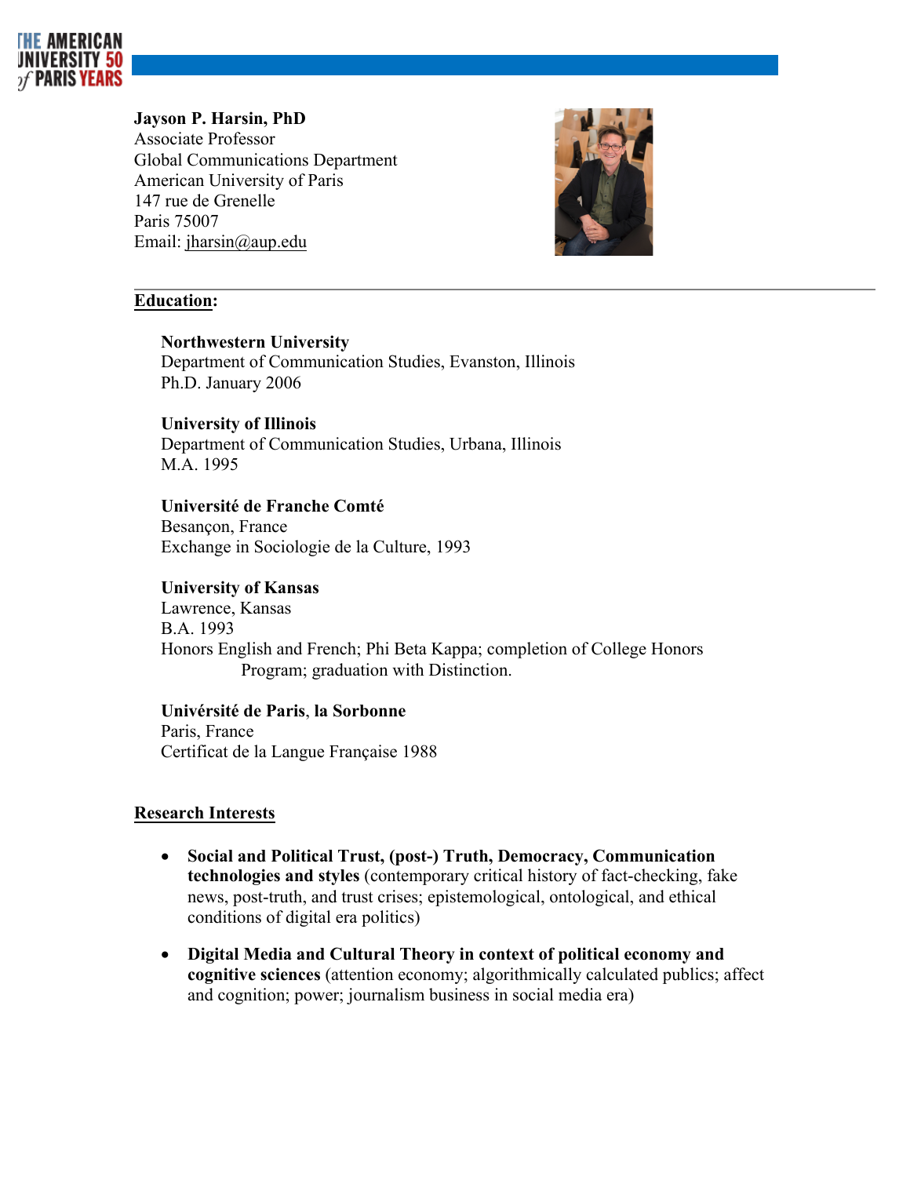**Jayson P. Harsin, PhD**
Associate Professor
Global Communications Department
American University of Paris
147 rue de Grenelle
Paris 75007
Email: jharsin@aup.edu

## Education:

**Northwestern University**
Department of Communication Studies, Evanston, Illinois
Ph.D. January 2006

**University of Illinois**
Department of Communication Studies, Urbana, Illinois
M.A. 1995

**Université de Franche Comté**
Besançon, France
Exchange in Sociologie de la Culture, 1993

**University of Kansas**
Lawrence, Kansas
B.A. 1993
Honors English and French; Phi Beta Kappa; completion of College Honors Program; graduation with Distinction.

**Univérsité de Paris**, **la Sorbonne**
Paris, France
Certificat de la Langue Française 1988

## Research Interests

- **Social and Political Trust, (post-) Truth, Democracy, Communication technologies and styles** (contemporary critical history of fact-checking, fake news, post-truth, and trust crises; epistemological, ontological, and ethical conditions of digital era politics)
- **Digital Media and Cultural Theory in context of political economy and cognitive sciences** (attention economy; algorithmically calculated publics; affect and cognition; power; journalism business in social media era)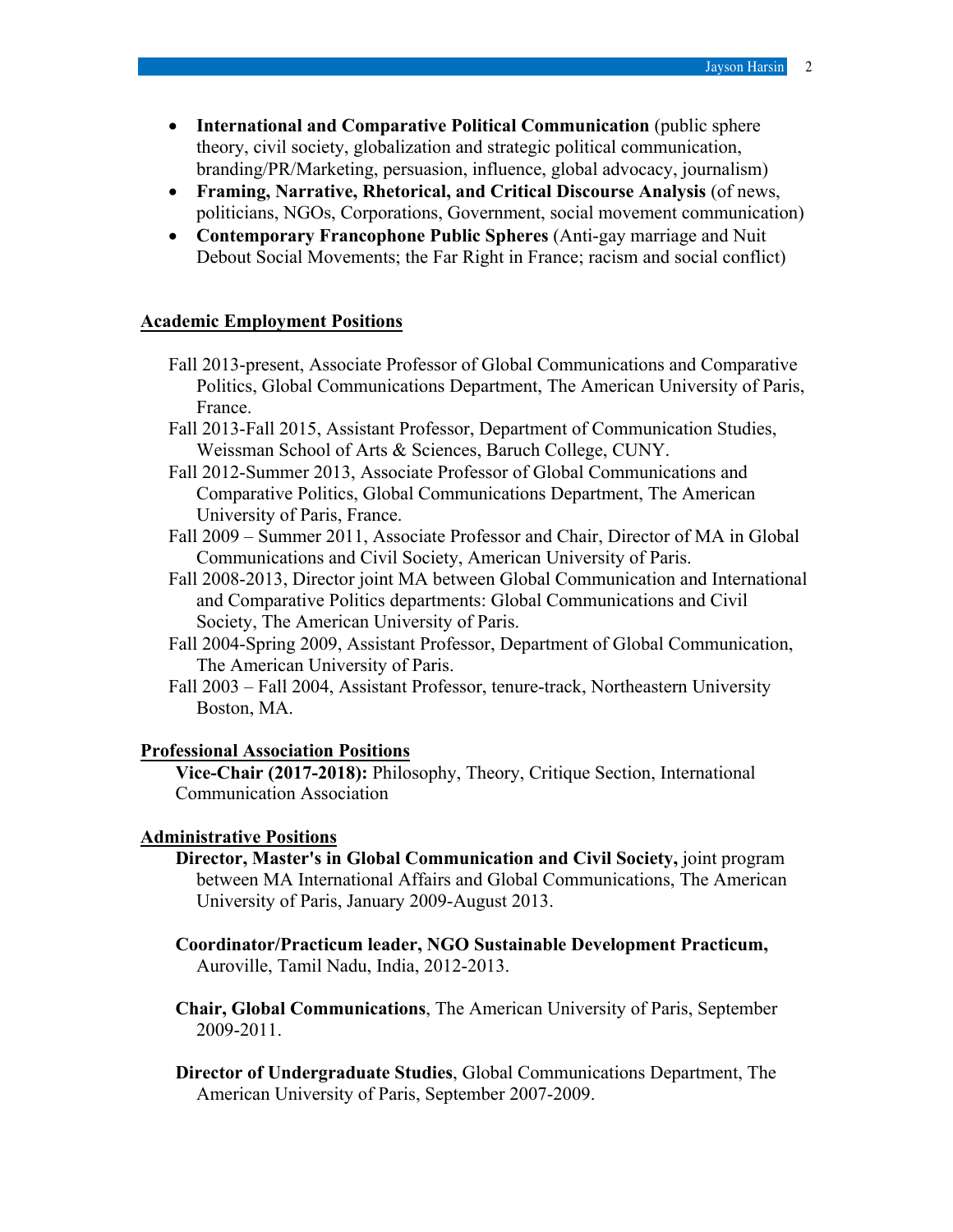- **International and Comparative Political Communication** (public sphere theory, civil society, globalization and strategic political communication, branding/PR/Marketing, persuasion, influence, global advocacy, journalism)
- **Framing, Narrative, Rhetorical, and Critical Discourse Analysis** (of news, politicians, NGOs, Corporations, Government, social movement communication)
- **Contemporary Francophone Public Spheres** (Anti-gay marriage and Nuit Debout Social Movements; the Far Right in France; racism and social conflict)

## Academic Employment Positions

Fall 2013-present, Associate Professor of Global Communications and Comparative Politics, Global Communications Department, The American University of Paris, France.

Fall 2013-Fall 2015, Assistant Professor, Department of Communication Studies, Weissman School of Arts & Sciences, Baruch College, CUNY.

Fall 2012-Summer 2013, Associate Professor of Global Communications and Comparative Politics, Global Communications Department, The American University of Paris, France.

Fall 2009 – Summer 2011, Associate Professor and Chair, Director of MA in Global Communications and Civil Society, American University of Paris.

Fall 2008-2013, Director joint MA between Global Communication and International and Comparative Politics departments: Global Communications and Civil Society, The American University of Paris.

Fall 2004-Spring 2009, Assistant Professor, Department of Global Communication, The American University of Paris.

Fall 2003 – Fall 2004, Assistant Professor, tenure-track, Northeastern University Boston, MA.

## Professional Association Positions

**Vice-Chair (2017-2018):** Philosophy, Theory, Critique Section, International Communication Association

## Administrative Positions

**Director, Master's in Global Communication and Civil Society,** joint program between MA International Affairs and Global Communications, The American University of Paris, January 2009-August 2013.

**Coordinator/Practicum leader, NGO Sustainable Development Practicum,** Auroville, Tamil Nadu, India, 2012-2013.

**Chair, Global Communications**, The American University of Paris, September 2009-2011.

**Director of Undergraduate Studies**, Global Communications Department, The American University of Paris, September 2007-2009.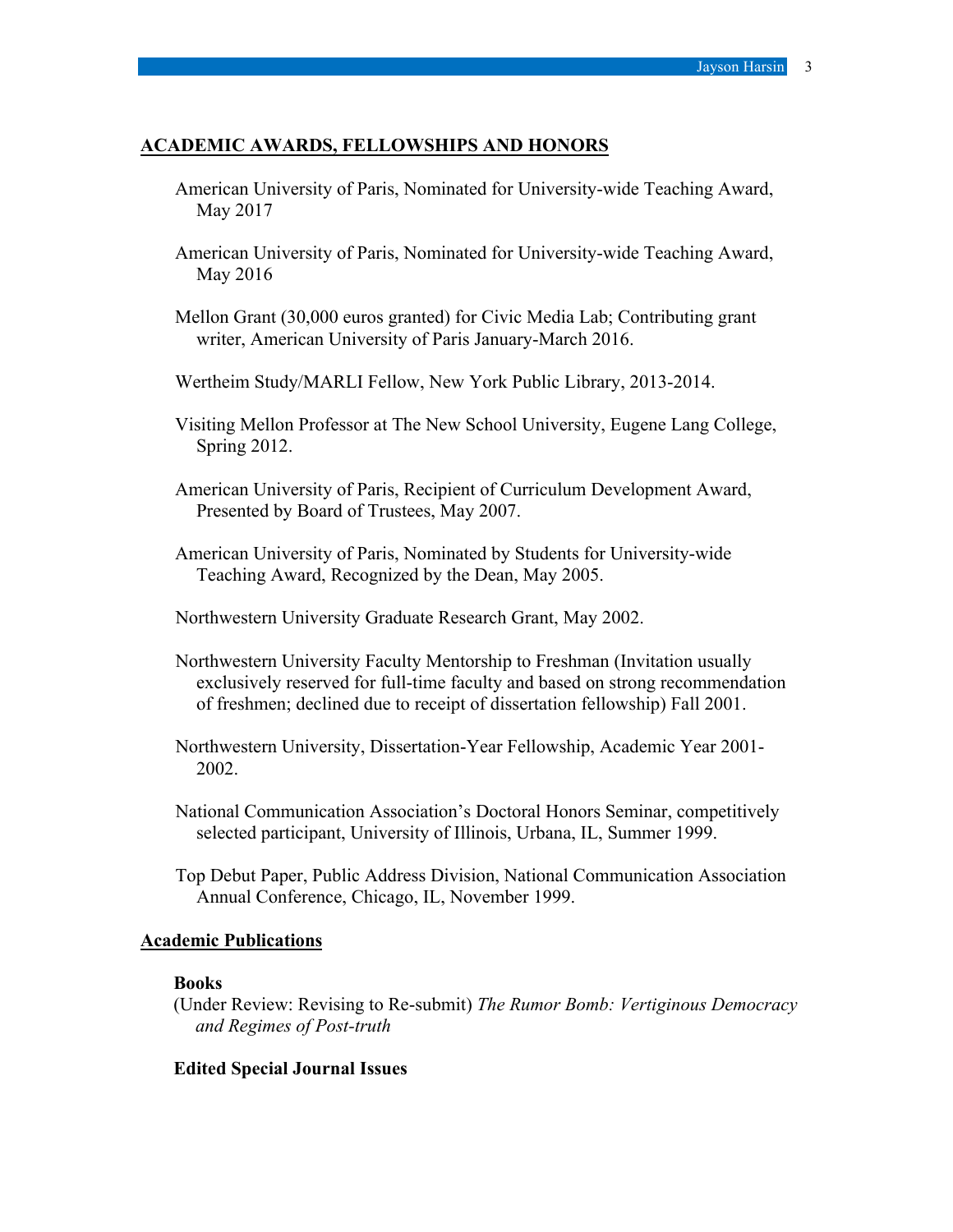## ACADEMIC AWARDS, FELLOWSHIPS AND HONORS

American University of Paris, Nominated for University-wide Teaching Award, May 2017

American University of Paris, Nominated for University-wide Teaching Award, May 2016

Mellon Grant (30,000 euros granted) for Civic Media Lab; Contributing grant writer, American University of Paris January-March 2016.

Wertheim Study/MARLI Fellow, New York Public Library, 2013-2014.

Visiting Mellon Professor at The New School University, Eugene Lang College, Spring 2012.

American University of Paris, Recipient of Curriculum Development Award, Presented by Board of Trustees, May 2007.

American University of Paris, Nominated by Students for University-wide Teaching Award, Recognized by the Dean, May 2005.

Northwestern University Graduate Research Grant, May 2002.

Northwestern University Faculty Mentorship to Freshman (Invitation usually exclusively reserved for full-time faculty and based on strong recommendation of freshmen; declined due to receipt of dissertation fellowship) Fall 2001.

Northwestern University, Dissertation-Year Fellowship, Academic Year 2001-2002.

National Communication Association's Doctoral Honors Seminar, competitively selected participant, University of Illinois, Urbana, IL, Summer 1999.

Top Debut Paper, Public Address Division, National Communication Association Annual Conference, Chicago, IL, November 1999.

## Academic Publications

### Books

(Under Review: Revising to Re-submit) *The Rumor Bomb: Vertiginous Democracy and Regimes of Post-truth*

### Edited Special Journal Issues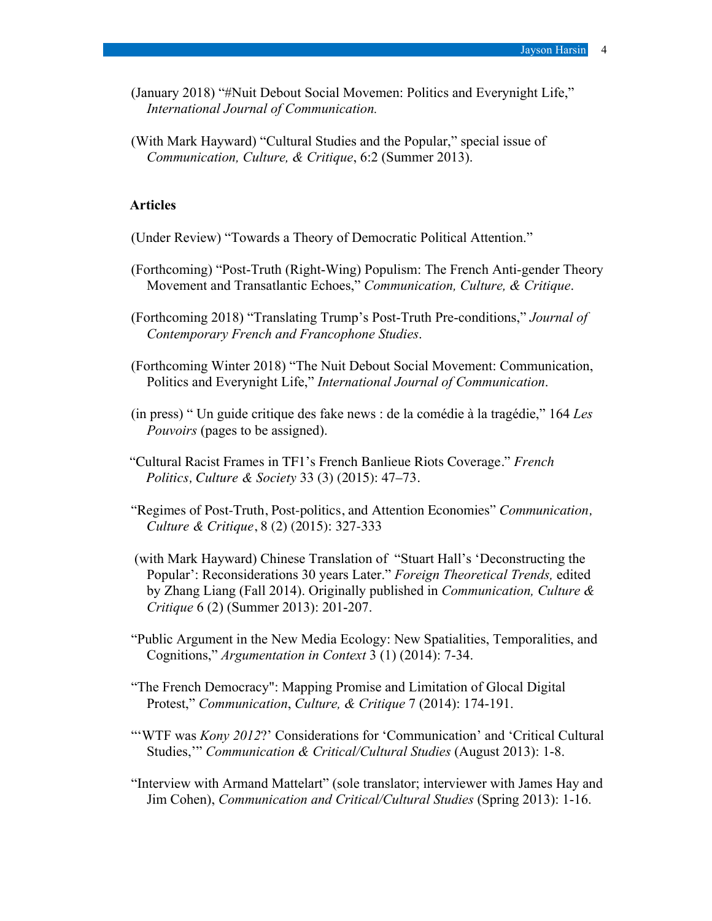(January 2018) "#Nuit Debout Social Movemen: Politics and Everynight Life," *International Journal of Communication.*

(With Mark Hayward) "Cultural Studies and the Popular," special issue of *Communication, Culture, & Critique*, 6:2 (Summer 2013).

**Articles**

(Under Review) "Towards a Theory of Democratic Political Attention."

(Forthcoming) "Post-Truth (Right-Wing) Populism: The French Anti-gender Theory Movement and Transatlantic Echoes," *Communication, Culture, & Critique*.

(Forthcoming 2018) "Translating Trump's Post-Truth Pre-conditions," *Journal of Contemporary French and Francophone Studies*.

(Forthcoming Winter 2018) "The Nuit Debout Social Movement: Communication, Politics and Everynight Life," *International Journal of Communication*.

(in press) " Un guide critique des fake news : de la comédie à la tragédie," 164 *Les Pouvoirs* (pages to be assigned).

"Cultural Racist Frames in TF1's French Banlieue Riots Coverage." *French Politics, Culture & Society* 33 (3) (2015): 47–73.

"Regimes of Post-Truth, Post-politics, and Attention Economies" *Communication, Culture & Critique*, 8 (2) (2015): 327-333

(with Mark Hayward) Chinese Translation of "Stuart Hall's 'Deconstructing the Popular': Reconsiderations 30 years Later." *Foreign Theoretical Trends,* edited by Zhang Liang (Fall 2014). Originally published in *Communication, Culture & Critique* 6 (2) (Summer 2013): 201-207.

"Public Argument in the New Media Ecology: New Spatialities, Temporalities, and Cognitions," *Argumentation in Context* 3 (1) (2014): 7-34.

"The French Democracy": Mapping Promise and Limitation of Glocal Digital Protest," *Communication*, *Culture, & Critique* 7 (2014): 174-191.

"'WTF was *Kony 2012*?' Considerations for 'Communication' and 'Critical Cultural Studies,'" *Communication & Critical/Cultural Studies* (August 2013): 1-8.

"Interview with Armand Mattelart" (sole translator; interviewer with James Hay and Jim Cohen), *Communication and Critical/Cultural Studies* (Spring 2013): 1-16.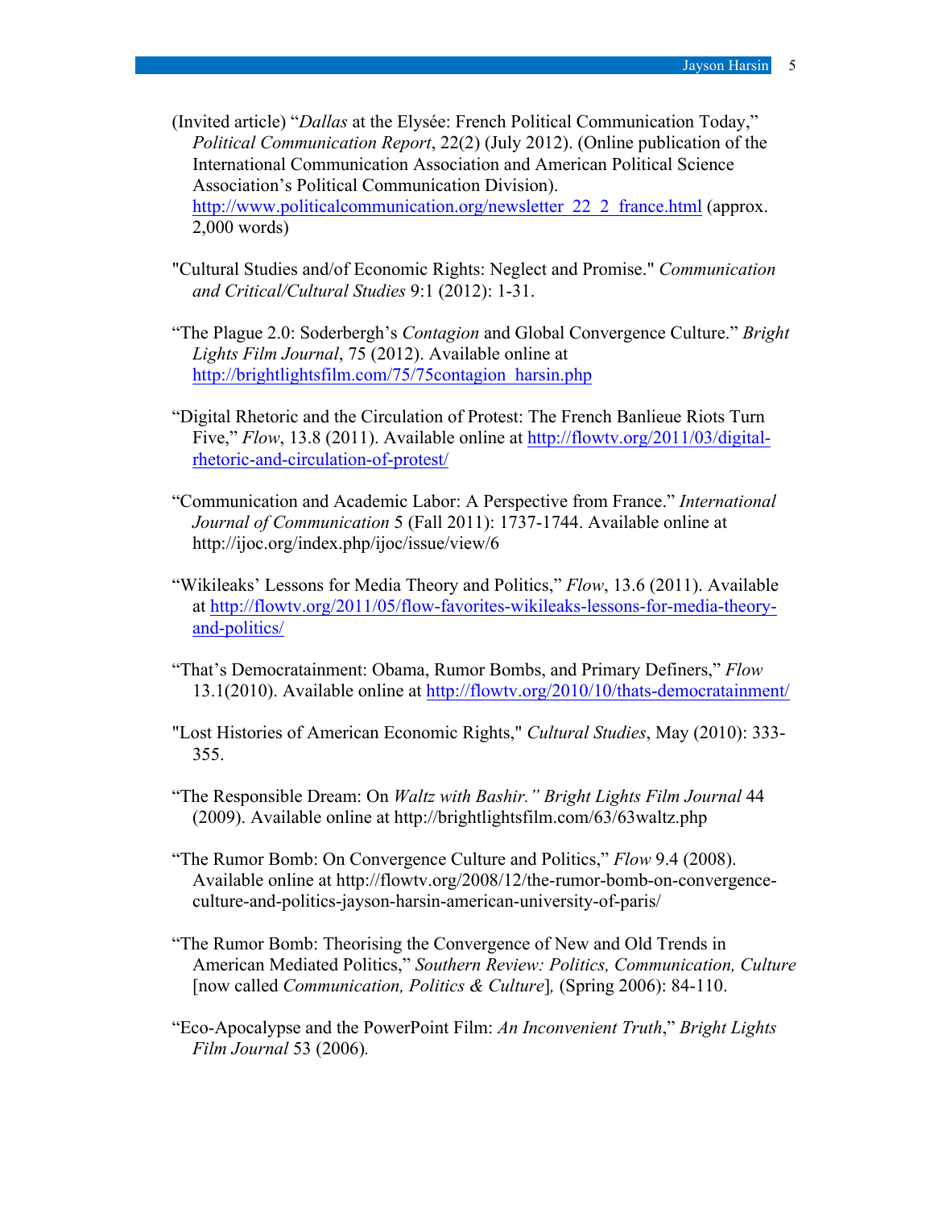(Invited article) "*Dallas* at the Elysée: French Political Communication Today," *Political Communication Report*, 22(2) (July 2012). (Online publication of the International Communication Association and American Political Science Association's Political Communication Division). http://www.politicalcommunication.org/newsletter_22_2_france.html (approx. 2,000 words)

"Cultural Studies and/of Economic Rights: Neglect and Promise." *Communication and Critical/Cultural Studies* 9:1 (2012): 1-31.

"The Plague 2.0: Soderbergh's *Contagion* and Global Convergence Culture." *Bright Lights Film Journal*, 75 (2012). Available online at http://brightlightsfilm.com/75/75contagion_harsin.php

"Digital Rhetoric and the Circulation of Protest: The French Banlieue Riots Turn Five," *Flow*, 13.8 (2011). Available online at http://flowtv.org/2011/03/digital-rhetoric-and-circulation-of-protest/

"Communication and Academic Labor: A Perspective from France." *International Journal of Communication* 5 (Fall 2011): 1737-1744. Available online at http://ijoc.org/index.php/ijoc/issue/view/6

"Wikileaks' Lessons for Media Theory and Politics," *Flow*, 13.6 (2011). Available at http://flowtv.org/2011/05/flow-favorites-wikileaks-lessons-for-media-theory-and-politics/

"That's Democratainment: Obama, Rumor Bombs, and Primary Definers," *Flow* 13.1(2010). Available online at http://flowtv.org/2010/10/thats-democratainment/

"Lost Histories of American Economic Rights," *Cultural Studies*, May (2010): 333-355.

"The Responsible Dream: On *Waltz with Bashir." Bright Lights Film Journal* 44 (2009). Available online at http://brightlightsfilm.com/63/63waltz.php

"The Rumor Bomb: On Convergence Culture and Politics," *Flow* 9.4 (2008). Available online at http://flowtv.org/2008/12/the-rumor-bomb-on-convergence-culture-and-politics-jayson-harsin-american-university-of-paris/

"The Rumor Bomb: Theorising the Convergence of New and Old Trends in American Mediated Politics," *Southern Review: Politics, Communication, Culture* [now called *Communication, Politics & Culture*], (Spring 2006): 84-110.

"Eco-Apocalypse and the PowerPoint Film: *An Inconvenient Truth*," *Bright Lights Film Journal* 53 (2006).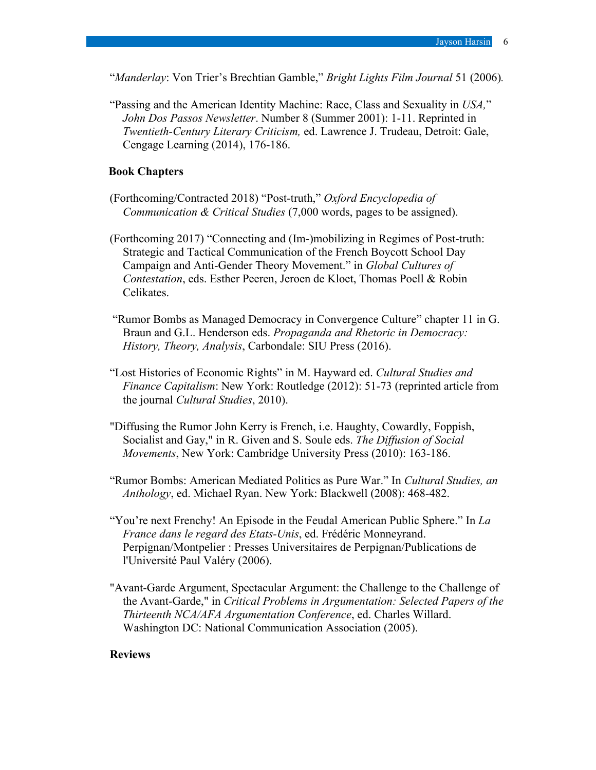"*Manderlay*: Von Trier's Brechtian Gamble," *Bright Lights Film Journal* 51 (2006).

"Passing and the American Identity Machine: Race, Class and Sexuality in *USA,*" *John Dos Passos Newsletter*. Number 8 (Summer 2001): 1-11. Reprinted in *Twentieth-Century Literary Criticism,* ed. Lawrence J. Trudeau, Detroit: Gale, Cengage Learning (2014), 176-186.

**Book Chapters**

(Forthcoming/Contracted 2018) "Post-truth," *Oxford Encyclopedia of Communication & Critical Studies* (7,000 words, pages to be assigned).

(Forthcoming 2017) "Connecting and (Im-)mobilizing in Regimes of Post-truth: Strategic and Tactical Communication of the French Boycott School Day Campaign and Anti-Gender Theory Movement." in *Global Cultures of Contestation*, eds. Esther Peeren, Jeroen de Kloet, Thomas Poell & Robin Celikates.

"Rumor Bombs as Managed Democracy in Convergence Culture" chapter 11 in G. Braun and G.L. Henderson eds. *Propaganda and Rhetoric in Democracy: History, Theory, Analysis*, Carbondale: SIU Press (2016).

"Lost Histories of Economic Rights" in M. Hayward ed. *Cultural Studies and Finance Capitalism*: New York: Routledge (2012): 51-73 (reprinted article from the journal *Cultural Studies*, 2010).

"Diffusing the Rumor John Kerry is French, i.e. Haughty, Cowardly, Foppish, Socialist and Gay," in R. Given and S. Soule eds. *The Diffusion of Social Movements*, New York: Cambridge University Press (2010): 163-186.

"Rumor Bombs: American Mediated Politics as Pure War." In *Cultural Studies, an Anthology*, ed. Michael Ryan. New York: Blackwell (2008): 468-482.

"You're next Frenchy! An Episode in the Feudal American Public Sphere." In *La France dans le regard des Etats-Unis*, ed. Frédéric Monneyrand. Perpignan/Montpelier : Presses Universitaires de Perpignan/Publications de l'Université Paul Valéry (2006).

"Avant-Garde Argument, Spectacular Argument: the Challenge to the Challenge of the Avant-Garde," in *Critical Problems in Argumentation: Selected Papers of the Thirteenth NCA/AFA Argumentation Conference*, ed. Charles Willard. Washington DC: National Communication Association (2005).

**Reviews**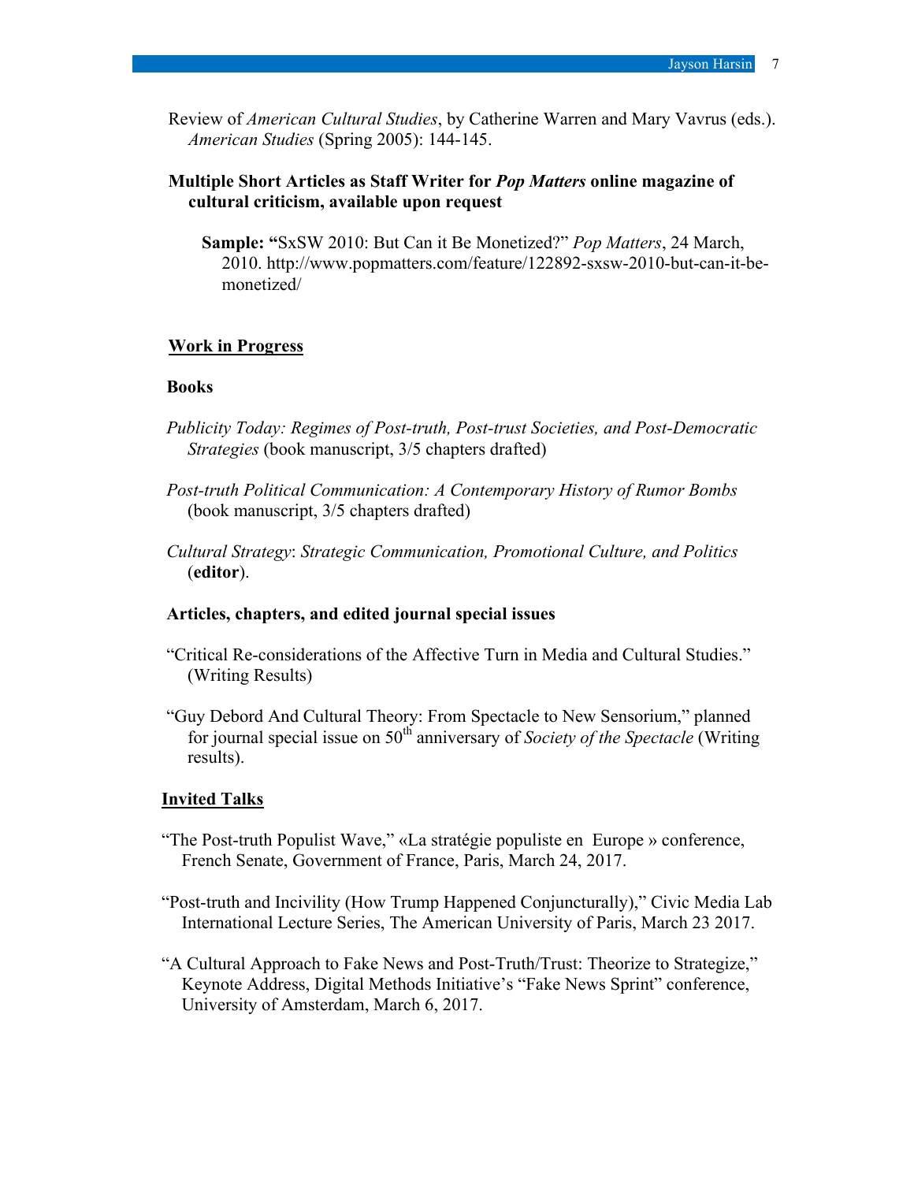Review of *American Cultural Studies*, by Catherine Warren and Mary Vavrus (eds.). *American Studies* (Spring 2005): 144-145.

**Multiple Short Articles as Staff Writer for *Pop Matters* online magazine of cultural criticism, available upon request**

**Sample: "**SxSW 2010: But Can it Be Monetized?" *Pop Matters*, 24 March, 2010. http://www.popmatters.com/feature/122892-sxsw-2010-but-can-it-be-monetized/

## Work in Progress

### Books

*Publicity Today: Regimes of Post-truth, Post-trust Societies, and Post-Democratic Strategies* (book manuscript, 3/5 chapters drafted)

*Post-truth Political Communication: A Contemporary History of Rumor Bombs* (book manuscript, 3/5 chapters drafted)

*Cultural Strategy*: *Strategic Communication, Promotional Culture, and Politics* (**editor**).

### Articles, chapters, and edited journal special issues

"Critical Re-considerations of the Affective Turn in Media and Cultural Studies." (Writing Results)

"Guy Debord And Cultural Theory: From Spectacle to New Sensorium," planned for journal special issue on 50th anniversary of *Society of the Spectacle* (Writing results).

## Invited Talks

"The Post-truth Populist Wave," «La stratégie populiste en Europe » conference, French Senate, Government of France, Paris, March 24, 2017.

"Post-truth and Incivility (How Trump Happened Conjuncturally)," Civic Media Lab International Lecture Series, The American University of Paris, March 23 2017.

"A Cultural Approach to Fake News and Post-Truth/Trust: Theorize to Strategize," Keynote Address, Digital Methods Initiative's "Fake News Sprint" conference, University of Amsterdam, March 6, 2017.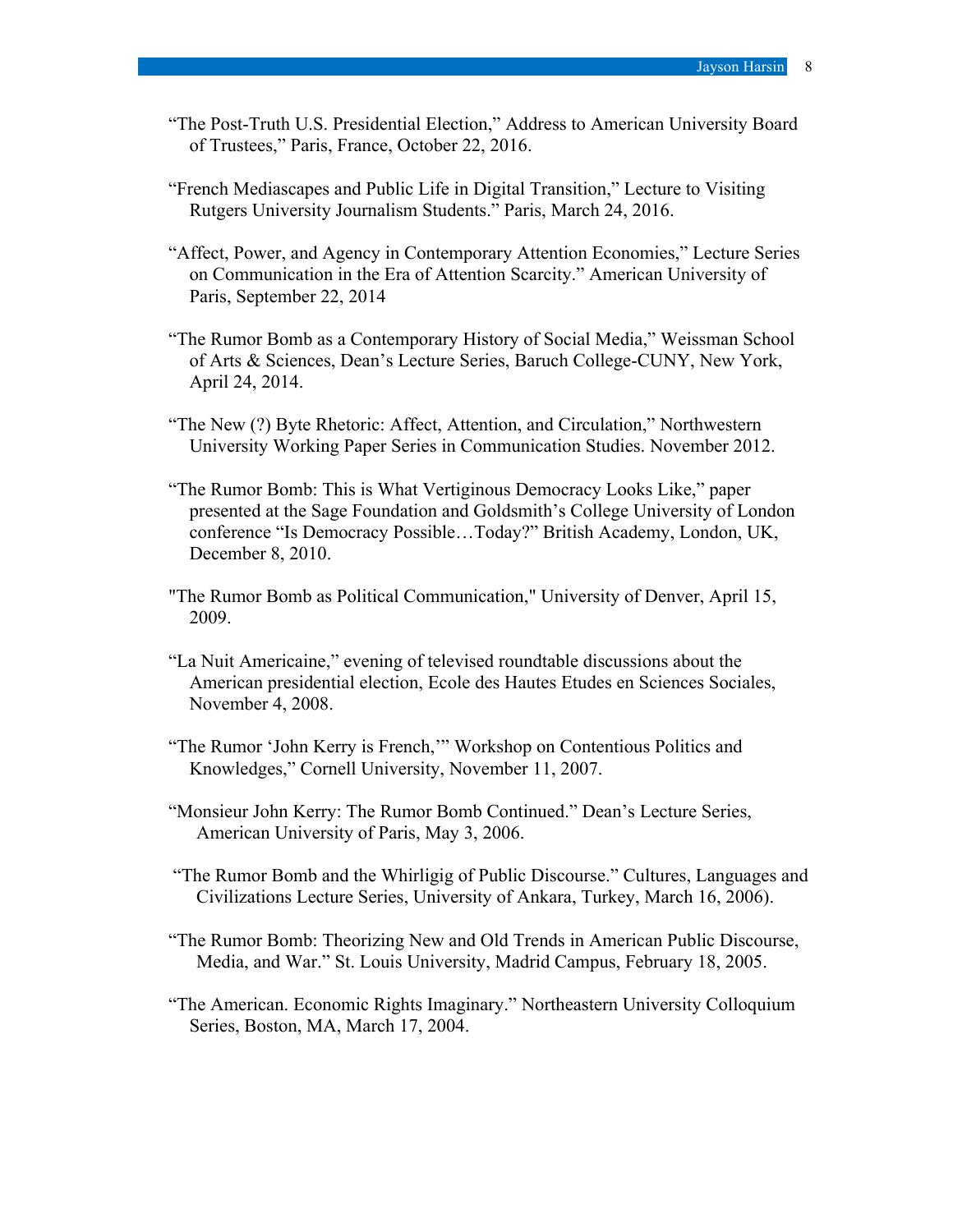"The Post-Truth U.S. Presidential Election," Address to American University Board of Trustees," Paris, France, October 22, 2016.

"French Mediascapes and Public Life in Digital Transition," Lecture to Visiting Rutgers University Journalism Students." Paris, March 24, 2016.

"Affect, Power, and Agency in Contemporary Attention Economies," Lecture Series on Communication in the Era of Attention Scarcity." American University of Paris, September 22, 2014

"The Rumor Bomb as a Contemporary History of Social Media," Weissman School of Arts & Sciences, Dean's Lecture Series, Baruch College-CUNY, New York, April 24, 2014.

"The New (?) Byte Rhetoric: Affect, Attention, and Circulation," Northwestern University Working Paper Series in Communication Studies. November 2012.

"The Rumor Bomb: This is What Vertiginous Democracy Looks Like," paper presented at the Sage Foundation and Goldsmith's College University of London conference "Is Democracy Possible…Today?" British Academy, London, UK, December 8, 2010.

"The Rumor Bomb as Political Communication," University of Denver, April 15, 2009.

"La Nuit Americaine," evening of televised roundtable discussions about the American presidential election, Ecole des Hautes Etudes en Sciences Sociales, November 4, 2008.

"The Rumor 'John Kerry is French,'" Workshop on Contentious Politics and Knowledges," Cornell University, November 11, 2007.

"Monsieur John Kerry: The Rumor Bomb Continued." Dean's Lecture Series, American University of Paris, May 3, 2006.

"The Rumor Bomb and the Whirligig of Public Discourse." Cultures, Languages and Civilizations Lecture Series, University of Ankara, Turkey, March 16, 2006).

"The Rumor Bomb: Theorizing New and Old Trends in American Public Discourse, Media, and War." St. Louis University, Madrid Campus, February 18, 2005.

"The American. Economic Rights Imaginary." Northeastern University Colloquium Series, Boston, MA, March 17, 2004.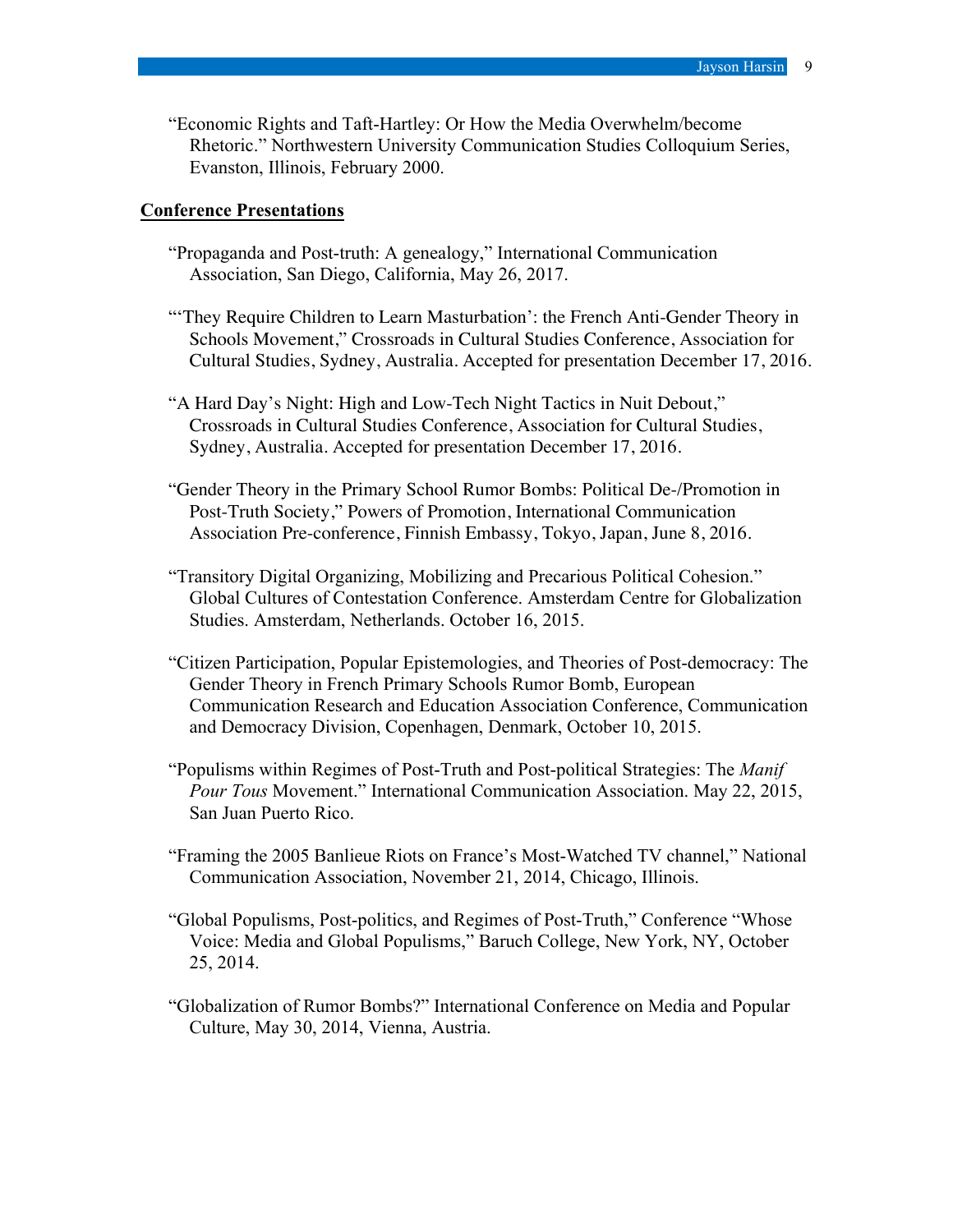"Economic Rights and Taft-Hartley: Or How the Media Overwhelm/become Rhetoric." Northwestern University Communication Studies Colloquium Series, Evanston, Illinois, February 2000.

## Conference Presentations

"Propaganda and Post-truth: A genealogy," International Communication Association, San Diego, California, May 26, 2017.

"'They Require Children to Learn Masturbation': the French Anti-Gender Theory in Schools Movement," Crossroads in Cultural Studies Conference, Association for Cultural Studies, Sydney, Australia. Accepted for presentation December 17, 2016.

"A Hard Day's Night: High and Low-Tech Night Tactics in Nuit Debout," Crossroads in Cultural Studies Conference, Association for Cultural Studies, Sydney, Australia. Accepted for presentation December 17, 2016.

"Gender Theory in the Primary School Rumor Bombs: Political De-/Promotion in Post-Truth Society," Powers of Promotion, International Communication Association Pre-conference, Finnish Embassy, Tokyo, Japan, June 8, 2016.

"Transitory Digital Organizing, Mobilizing and Precarious Political Cohesion." Global Cultures of Contestation Conference. Amsterdam Centre for Globalization Studies. Amsterdam, Netherlands. October 16, 2015.

"Citizen Participation, Popular Epistemologies, and Theories of Post-democracy: The Gender Theory in French Primary Schools Rumor Bomb, European Communication Research and Education Association Conference, Communication and Democracy Division, Copenhagen, Denmark, October 10, 2015.

"Populisms within Regimes of Post-Truth and Post-political Strategies: The *Manif Pour Tous* Movement." International Communication Association. May 22, 2015, San Juan Puerto Rico.

"Framing the 2005 Banlieue Riots on France's Most-Watched TV channel," National Communication Association, November 21, 2014, Chicago, Illinois.

"Global Populisms, Post-politics, and Regimes of Post-Truth," Conference "Whose Voice: Media and Global Populisms," Baruch College, New York, NY, October 25, 2014.

"Globalization of Rumor Bombs?" International Conference on Media and Popular Culture, May 30, 2014, Vienna, Austria.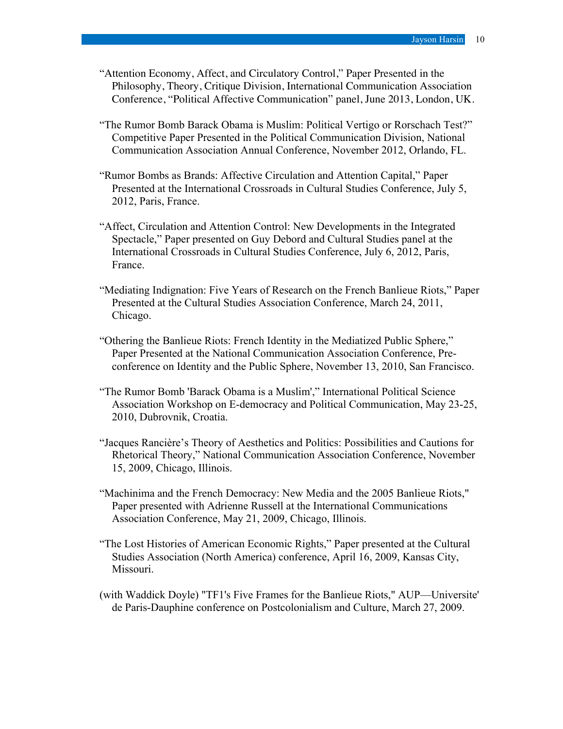"Attention Economy, Affect, and Circulatory Control," Paper Presented in the Philosophy, Theory, Critique Division, International Communication Association Conference, "Political Affective Communication" panel, June 2013, London, UK.

"The Rumor Bomb Barack Obama is Muslim: Political Vertigo or Rorschach Test?" Competitive Paper Presented in the Political Communication Division, National Communication Association Annual Conference, November 2012, Orlando, FL.

"Rumor Bombs as Brands: Affective Circulation and Attention Capital," Paper Presented at the International Crossroads in Cultural Studies Conference, July 5, 2012, Paris, France.

"Affect, Circulation and Attention Control: New Developments in the Integrated Spectacle," Paper presented on Guy Debord and Cultural Studies panel at the International Crossroads in Cultural Studies Conference, July 6, 2012, Paris, France.

"Mediating Indignation: Five Years of Research on the French Banlieue Riots," Paper Presented at the Cultural Studies Association Conference, March 24, 2011, Chicago.

"Othering the Banlieue Riots: French Identity in the Mediatized Public Sphere," Paper Presented at the National Communication Association Conference, Pre-conference on Identity and the Public Sphere, November 13, 2010, San Francisco.

"The Rumor Bomb 'Barack Obama is a Muslim'," International Political Science Association Workshop on E-democracy and Political Communication, May 23-25, 2010, Dubrovnik, Croatia.

"Jacques Rancière's Theory of Aesthetics and Politics: Possibilities and Cautions for Rhetorical Theory," National Communication Association Conference, November 15, 2009, Chicago, Illinois.

"Machinima and the French Democracy: New Media and the 2005 Banlieue Riots," Paper presented with Adrienne Russell at the International Communications Association Conference, May 21, 2009, Chicago, Illinois.

"The Lost Histories of American Economic Rights," Paper presented at the Cultural Studies Association (North America) conference, April 16, 2009, Kansas City, Missouri.

(with Waddick Doyle) "TF1's Five Frames for the Banlieue Riots," AUP—Universite' de Paris-Dauphine conference on Postcolonialism and Culture, March 27, 2009.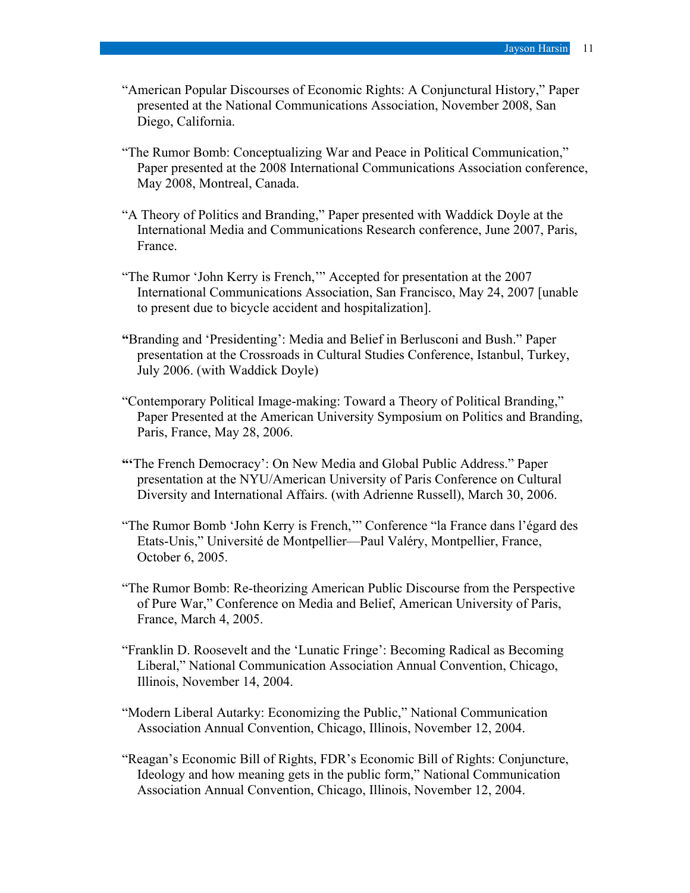“American Popular Discourses of Economic Rights: A Conjunctural History,” Paper presented at the National Communications Association, November 2008, San Diego, California.

“The Rumor Bomb: Conceptualizing War and Peace in Political Communication,” Paper presented at the 2008 International Communications Association conference, May 2008, Montreal, Canada.

“A Theory of Politics and Branding,” Paper presented with Waddick Doyle at the International Media and Communications Research conference, June 2007, Paris, France.

“The Rumor ‘John Kerry is French,’” Accepted for presentation at the 2007 International Communications Association, San Francisco, May 24, 2007 [unable to present due to bicycle accident and hospitalization].

**“**Branding and ‘Presidenting’: Media and Belief in Berlusconi and Bush.” Paper presentation at the Crossroads in Cultural Studies Conference, Istanbul, Turkey, July 2006. (with Waddick Doyle)

“Contemporary Political Image-making: Toward a Theory of Political Branding,” Paper Presented at the American University Symposium on Politics and Branding, Paris, France, May 28, 2006.

**“**‘The French Democracy’: On New Media and Global Public Address.” Paper presentation at the NYU/American University of Paris Conference on Cultural Diversity and International Affairs. (with Adrienne Russell), March 30, 2006.

“The Rumor Bomb ‘John Kerry is French,’” Conference “la France dans l’égard des Etats-Unis,” Université de Montpellier—Paul Valéry, Montpellier, France, October 6, 2005.

“The Rumor Bomb: Re-theorizing American Public Discourse from the Perspective of Pure War,” Conference on Media and Belief, American University of Paris, France, March 4, 2005.

“Franklin D. Roosevelt and the ‘Lunatic Fringe’: Becoming Radical as Becoming Liberal,” National Communication Association Annual Convention, Chicago, Illinois, November 14, 2004.

“Modern Liberal Autarky: Economizing the Public,” National Communication Association Annual Convention, Chicago, Illinois, November 12, 2004.

“Reagan’s Economic Bill of Rights, FDR’s Economic Bill of Rights: Conjuncture, Ideology and how meaning gets in the public form,” National Communication Association Annual Convention, Chicago, Illinois, November 12, 2004.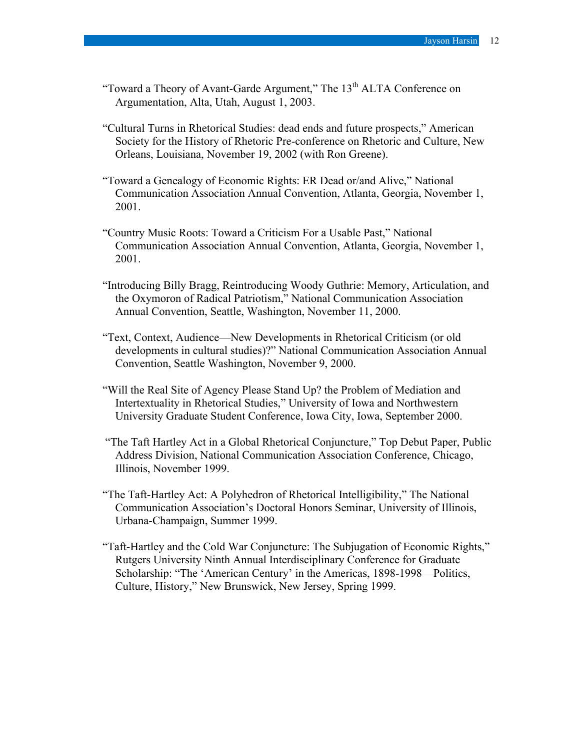"Toward a Theory of Avant-Garde Argument," The 13th ALTA Conference on Argumentation, Alta, Utah, August 1, 2003.

"Cultural Turns in Rhetorical Studies: dead ends and future prospects," American Society for the History of Rhetoric Pre-conference on Rhetoric and Culture, New Orleans, Louisiana, November 19, 2002 (with Ron Greene).

"Toward a Genealogy of Economic Rights: ER Dead or/and Alive," National Communication Association Annual Convention, Atlanta, Georgia, November 1, 2001.

"Country Music Roots: Toward a Criticism For a Usable Past," National Communication Association Annual Convention, Atlanta, Georgia, November 1, 2001.

"Introducing Billy Bragg, Reintroducing Woody Guthrie: Memory, Articulation, and the Oxymoron of Radical Patriotism," National Communication Association Annual Convention, Seattle, Washington, November 11, 2000.

"Text, Context, Audience—New Developments in Rhetorical Criticism (or old developments in cultural studies)?" National Communication Association Annual Convention, Seattle Washington, November 9, 2000.

"Will the Real Site of Agency Please Stand Up? the Problem of Mediation and Intertextuality in Rhetorical Studies," University of Iowa and Northwestern University Graduate Student Conference, Iowa City, Iowa, September 2000.

"The Taft Hartley Act in a Global Rhetorical Conjuncture," Top Debut Paper, Public Address Division, National Communication Association Conference, Chicago, Illinois, November 1999.

"The Taft-Hartley Act: A Polyhedron of Rhetorical Intelligibility," The National Communication Association's Doctoral Honors Seminar, University of Illinois, Urbana-Champaign, Summer 1999.

"Taft-Hartley and the Cold War Conjuncture: The Subjugation of Economic Rights," Rutgers University Ninth Annual Interdisciplinary Conference for Graduate Scholarship: "The 'American Century' in the Americas, 1898-1998—Politics, Culture, History," New Brunswick, New Jersey, Spring 1999.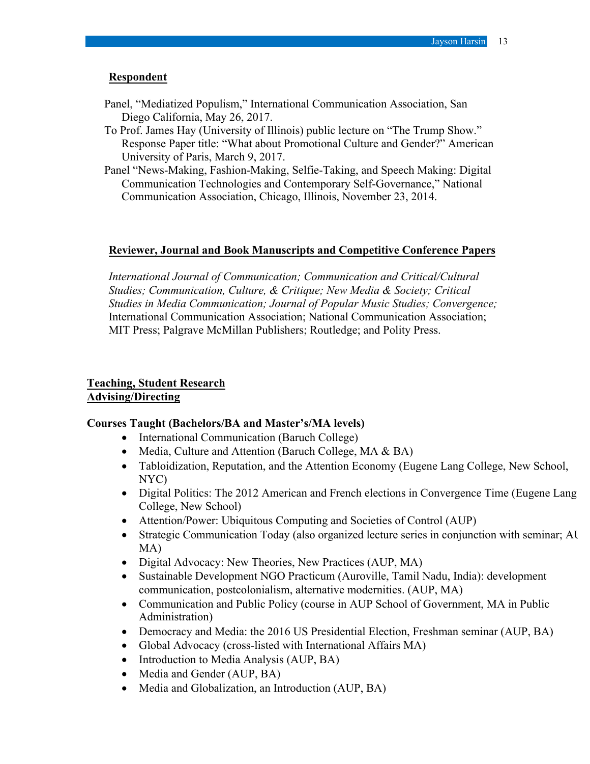### Respondent

Panel, "Mediatized Populism," International Communication Association, San Diego California, May 26, 2017.

To Prof. James Hay (University of Illinois) public lecture on "The Trump Show." Response Paper title: "What about Promotional Culture and Gender?" American University of Paris, March 9, 2017.

Panel "News-Making, Fashion-Making, Selfie-Taking, and Speech Making: Digital Communication Technologies and Contemporary Self-Governance," National Communication Association, Chicago, Illinois, November 23, 2014.

### Reviewer, Journal and Book Manuscripts and Competitive Conference Papers

*International Journal of Communication; Communication and Critical/Cultural Studies; Communication, Culture, & Critique; New Media & Society; Critical Studies in Media Communication; Journal of Popular Music Studies; Convergence;* International Communication Association; National Communication Association; MIT Press; Palgrave McMillan Publishers; Routledge; and Polity Press.

## Teaching, Student Research Advising/Directing

**Courses Taught (Bachelors/BA and Master's/MA levels)**

- International Communication (Baruch College)
- Media, Culture and Attention (Baruch College, MA & BA)
- Tabloidization, Reputation, and the Attention Economy (Eugene Lang College, New School, NYC)
- Digital Politics: The 2012 American and French elections in Convergence Time (Eugene Lang College, New School)
- Attention/Power: Ubiquitous Computing and Societies of Control (AUP)
- Strategic Communication Today (also organized lecture series in conjunction with seminar; AU MA)
- Digital Advocacy: New Theories, New Practices (AUP, MA)
- Sustainable Development NGO Practicum (Auroville, Tamil Nadu, India): development communication, postcolonialism, alternative modernities. (AUP, MA)
- Communication and Public Policy (course in AUP School of Government, MA in Public Administration)
- Democracy and Media: the 2016 US Presidential Election, Freshman seminar (AUP, BA)
- Global Advocacy (cross-listed with International Affairs MA)
- Introduction to Media Analysis (AUP, BA)
- Media and Gender (AUP, BA)
- Media and Globalization, an Introduction (AUP, BA)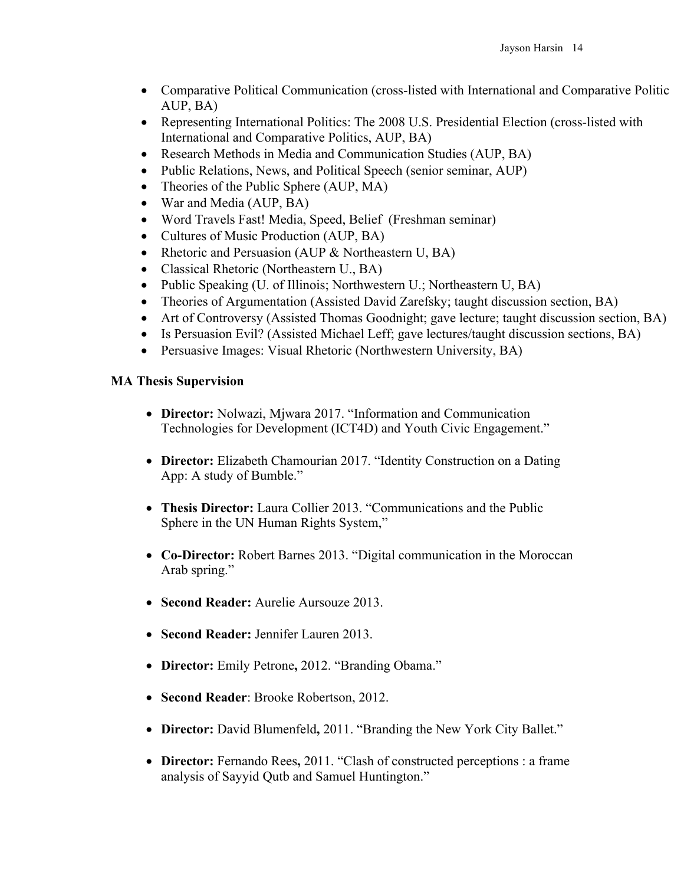- Comparative Political Communication (cross-listed with International and Comparative Politic AUP, BA)
- Representing International Politics: The 2008 U.S. Presidential Election (cross-listed with International and Comparative Politics, AUP, BA)
- Research Methods in Media and Communication Studies (AUP, BA)
- Public Relations, News, and Political Speech (senior seminar, AUP)
- Theories of the Public Sphere (AUP, MA)
- War and Media (AUP, BA)
- Word Travels Fast! Media, Speed, Belief (Freshman seminar)
- Cultures of Music Production (AUP, BA)
- Rhetoric and Persuasion (AUP & Northeastern U, BA)
- Classical Rhetoric (Northeastern U., BA)
- Public Speaking (U. of Illinois; Northwestern U.; Northeastern U, BA)
- Theories of Argumentation (Assisted David Zarefsky; taught discussion section, BA)
- Art of Controversy (Assisted Thomas Goodnight; gave lecture; taught discussion section, BA)
- Is Persuasion Evil? (Assisted Michael Leff; gave lectures/taught discussion sections, BA)
- Persuasive Images: Visual Rhetoric (Northwestern University, BA)

**MA Thesis Supervision**

- **Director:** Nolwazi, Mjwara 2017. "Information and Communication Technologies for Development (ICT4D) and Youth Civic Engagement."
- **Director:** Elizabeth Chamourian 2017. "Identity Construction on a Dating App: A study of Bumble."
- **Thesis Director:** Laura Collier 2013. "Communications and the Public Sphere in the UN Human Rights System,"
- **Co-Director:** Robert Barnes 2013. "Digital communication in the Moroccan Arab spring."
- **Second Reader:** Aurelie Aursouze 2013.
- **Second Reader:** Jennifer Lauren 2013.
- **Director:** Emily Petrone**,** 2012. "Branding Obama."
- **Second Reader**: Brooke Robertson, 2012.
- **Director:** David Blumenfeld**,** 2011. "Branding the New York City Ballet."
- **Director:** Fernando Rees**,** 2011. "Clash of constructed perceptions : a frame analysis of Sayyid Qutb and Samuel Huntington."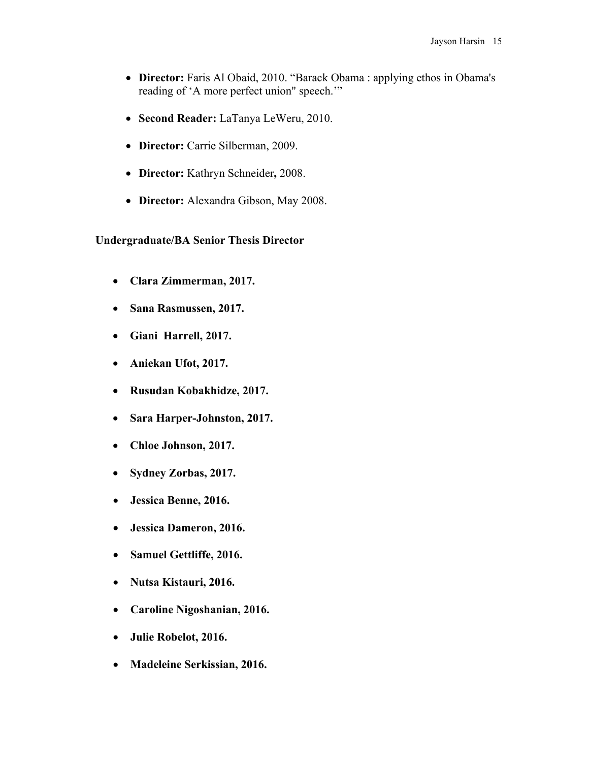- **Director:** Faris Al Obaid, 2010. "Barack Obama : applying ethos in Obama's reading of 'A more perfect union" speech.'"

- **Second Reader:** LaTanya LeWeru, 2010.

- **Director:** Carrie Silberman, 2009.

- **Director:** Kathryn Schneider**,** 2008.

- **Director:** Alexandra Gibson, May 2008.

**Undergraduate/BA Senior Thesis Director**

- **Clara Zimmerman, 2017.**

- **Sana Rasmussen, 2017.**

- **Giani Harrell, 2017.**

- **Aniekan Ufot, 2017.**

- **Rusudan Kobakhidze, 2017.**

- **Sara Harper-Johnston, 2017.**

- **Chloe Johnson, 2017.**

- **Sydney Zorbas, 2017.**

- **Jessica Benne, 2016.**

- **Jessica Dameron, 2016.**

- **Samuel Gettliffe, 2016.**

- **Nutsa Kistauri, 2016.**

- **Caroline Nigoshanian, 2016.**

- **Julie Robelot, 2016.**

- **Madeleine Serkissian, 2016.**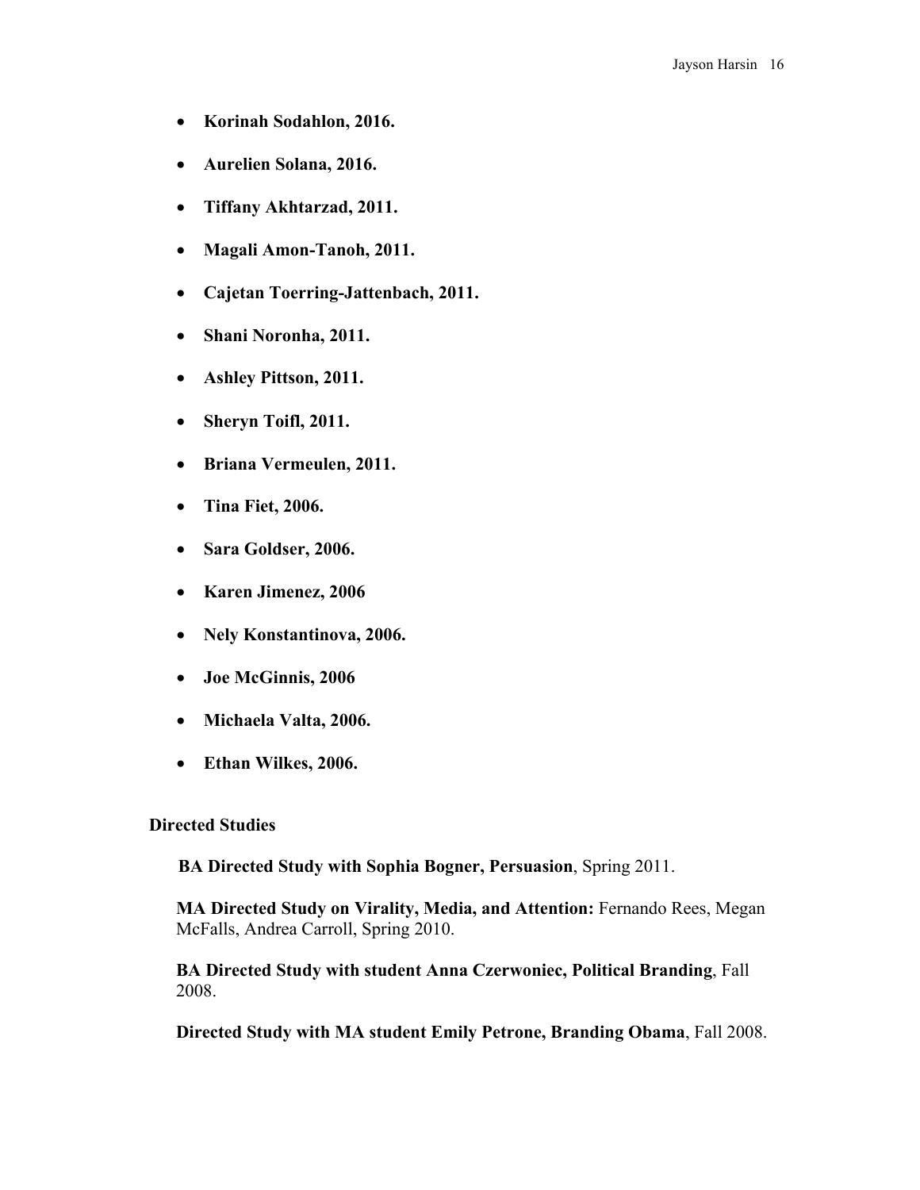- **Korinah Sodahlon, 2016.**
- **Aurelien Solana, 2016.**
- **Tiffany Akhtarzad, 2011.**
- **Magali Amon-Tanoh, 2011.**
- **Cajetan Toerring-Jattenbach, 2011.**
- **Shani Noronha, 2011.**
- **Ashley Pittson, 2011.**
- **Sheryn Toifl, 2011.**
- **Briana Vermeulen, 2011.**
- **Tina Fiet, 2006.**
- **Sara Goldser, 2006.**
- **Karen Jimenez, 2006**
- **Nely Konstantinova, 2006.**
- **Joe McGinnis, 2006**
- **Michaela Valta, 2006.**
- **Ethan Wilkes, 2006.**

### Directed Studies

**BA Directed Study with Sophia Bogner, Persuasion**, Spring 2011.

**MA Directed Study on Virality, Media, and Attention:** Fernando Rees, Megan McFalls, Andrea Carroll, Spring 2010.

**BA Directed Study with student Anna Czerwoniec, Political Branding**, Fall 2008.

**Directed Study with MA student Emily Petrone, Branding Obama**, Fall 2008.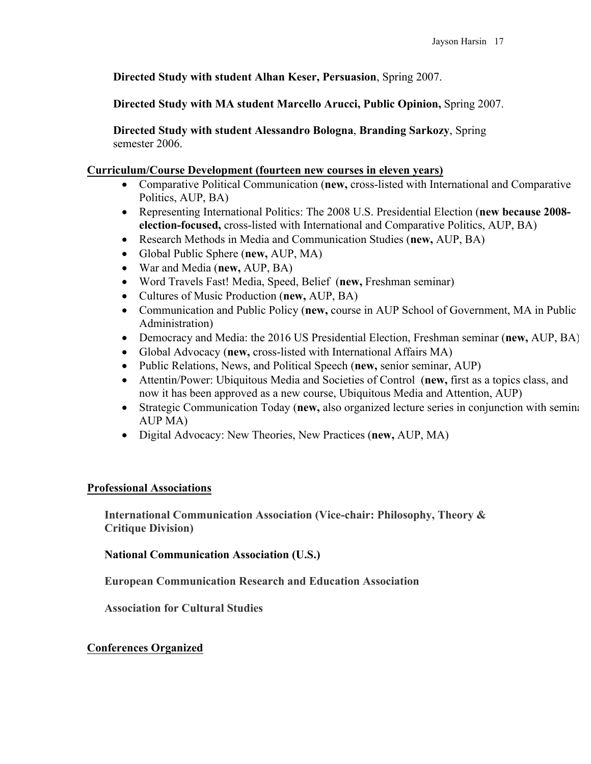**Directed Study with student Alhan Keser, Persuasion**, Spring 2007.

**Directed Study with MA student Marcello Arucci, Public Opinion,** Spring 2007.

**Directed Study with student Alessandro Bologna**, **Branding Sarkozy**, Spring semester 2006.

## Curriculum/Course Development (fourteen new courses in eleven years)

- Comparative Political Communication (**new,** cross-listed with International and Comparative Politics, AUP, BA)
- Representing International Politics: The 2008 U.S. Presidential Election (**new because 2008-election-focused,** cross-listed with International and Comparative Politics, AUP, BA)
- Research Methods in Media and Communication Studies (**new,** AUP, BA)
- Global Public Sphere (**new,** AUP, MA)
- War and Media (**new,** AUP, BA)
- Word Travels Fast! Media, Speed, Belief (**new,** Freshman seminar)
- Cultures of Music Production (**new,** AUP, BA)
- Communication and Public Policy (**new,** course in AUP School of Government, MA in Public Administration)
- Democracy and Media: the 2016 US Presidential Election, Freshman seminar (**new,** AUP, BA)
- Global Advocacy (**new,** cross-listed with International Affairs MA)
- Public Relations, News, and Political Speech (**new,** senior seminar, AUP)
- Attentin/Power: Ubiquitous Media and Societies of Control (**new,** first as a topics class, and now it has been approved as a new course, Ubiquitous Media and Attention, AUP)
- Strategic Communication Today (**new,** also organized lecture series in conjunction with seminar, AUP MA)
- Digital Advocacy: New Theories, New Practices (**new,** AUP, MA)

## Professional Associations

**International Communication Association (Vice-chair: Philosophy, Theory & Critique Division)**

**National Communication Association (U.S.)**

**European Communication Research and Education Association**

**Association for Cultural Studies**

## Conferences Organized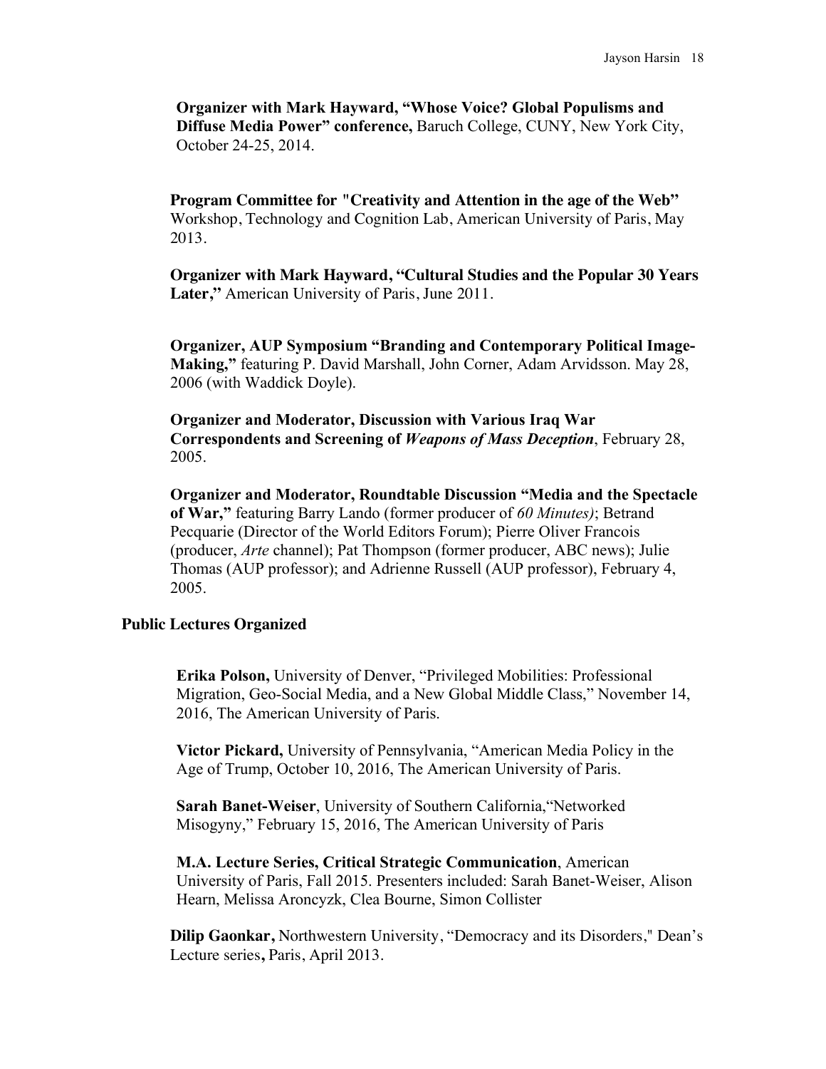**Organizer with Mark Hayward, "Whose Voice? Global Populisms and Diffuse Media Power" conference,** Baruch College, CUNY, New York City, October 24-25, 2014.

**Program Committee for "Creativity and Attention in the age of the Web"** Workshop, Technology and Cognition Lab, American University of Paris, May 2013.

**Organizer with Mark Hayward, "Cultural Studies and the Popular 30 Years Later,"** American University of Paris, June 2011.

**Organizer, AUP Symposium "Branding and Contemporary Political Image-Making,"** featuring P. David Marshall, John Corner, Adam Arvidsson. May 28, 2006 (with Waddick Doyle).

**Organizer and Moderator, Discussion with Various Iraq War Correspondents and Screening of *Weapons of Mass Deception***, February 28, 2005.

**Organizer and Moderator, Roundtable Discussion "Media and the Spectacle of War,"** featuring Barry Lando (former producer of *60 Minutes)*; Betrand Pecquarie (Director of the World Editors Forum); Pierre Oliver Francois (producer, *Arte* channel); Pat Thompson (former producer, ABC news); Julie Thomas (AUP professor); and Adrienne Russell (AUP professor), February 4, 2005.

## Public Lectures Organized

**Erika Polson,** University of Denver, "Privileged Mobilities: Professional Migration, Geo-Social Media, and a New Global Middle Class," November 14, 2016, The American University of Paris.

**Victor Pickard,** University of Pennsylvania, "American Media Policy in the Age of Trump, October 10, 2016, The American University of Paris.

**Sarah Banet-Weiser**, University of Southern California,"Networked Misogyny," February 15, 2016, The American University of Paris

**M.A. Lecture Series, Critical Strategic Communication**, American University of Paris, Fall 2015. Presenters included: Sarah Banet-Weiser, Alison Hearn, Melissa Aroncyzk, Clea Bourne, Simon Collister

**Dilip Gaonkar,** Northwestern University, "Democracy and its Disorders," Dean's Lecture series**,** Paris, April 2013.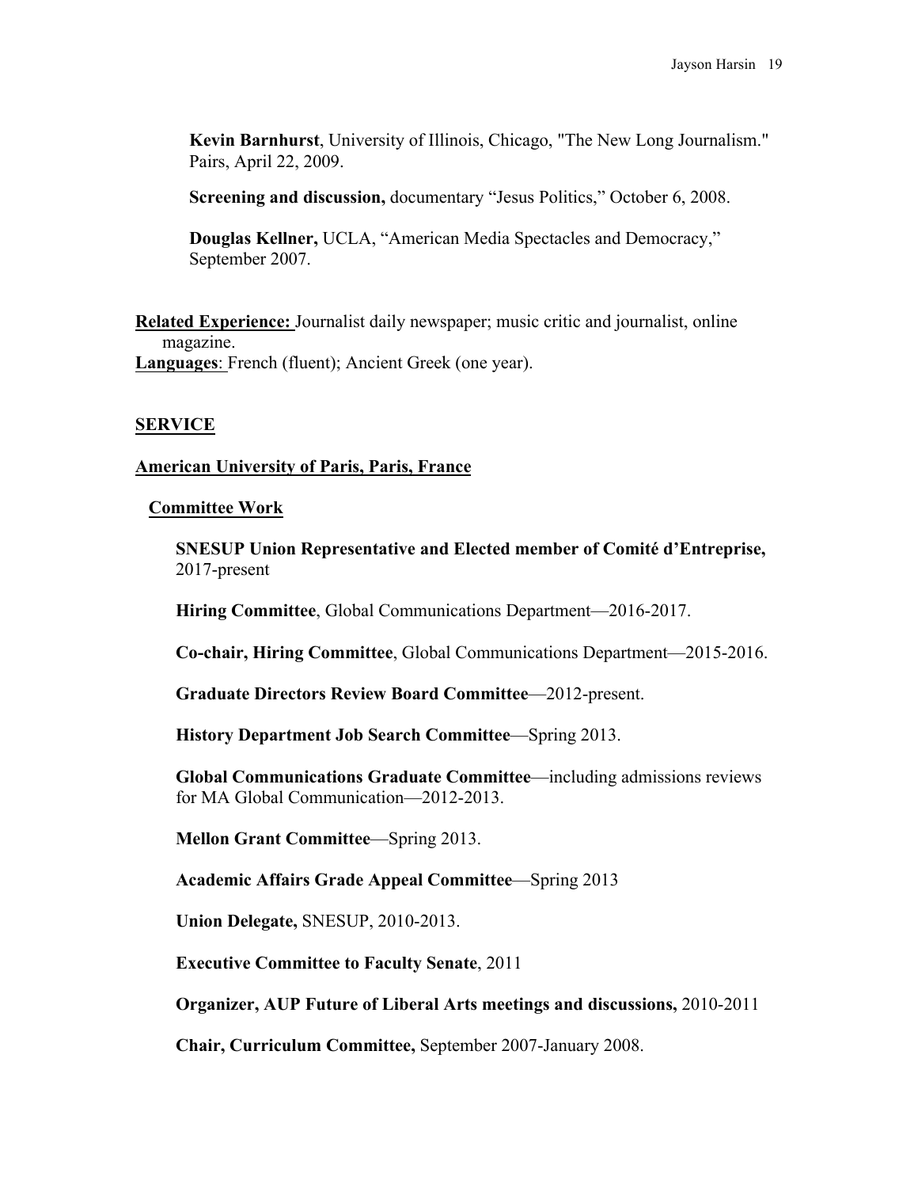**Kevin Barnhurst**, University of Illinois, Chicago, "The New Long Journalism." Pairs, April 22, 2009.

**Screening and discussion,** documentary "Jesus Politics," October 6, 2008.

**Douglas Kellner,** UCLA, "American Media Spectacles and Democracy," September 2007.

**Related Experience:** Journalist daily newspaper; music critic and journalist, online magazine.
**Languages**: French (fluent); Ancient Greek (one year).

## SERVICE

### American University of Paris, Paris, France

#### Committee Work

**SNESUP Union Representative and Elected member of Comité d'Entreprise,** 2017-present

**Hiring Committee**, Global Communications Department—2016-2017.

**Co-chair, Hiring Committee**, Global Communications Department—2015-2016.

**Graduate Directors Review Board Committee**—2012-present.

**History Department Job Search Committee**—Spring 2013.

**Global Communications Graduate Committee**—including admissions reviews for MA Global Communication—2012-2013.

**Mellon Grant Committee**—Spring 2013.

**Academic Affairs Grade Appeal Committee**—Spring 2013

**Union Delegate,** SNESUP, 2010-2013.

**Executive Committee to Faculty Senate**, 2011

**Organizer, AUP Future of Liberal Arts meetings and discussions,** 2010-2011

**Chair, Curriculum Committee,** September 2007-January 2008.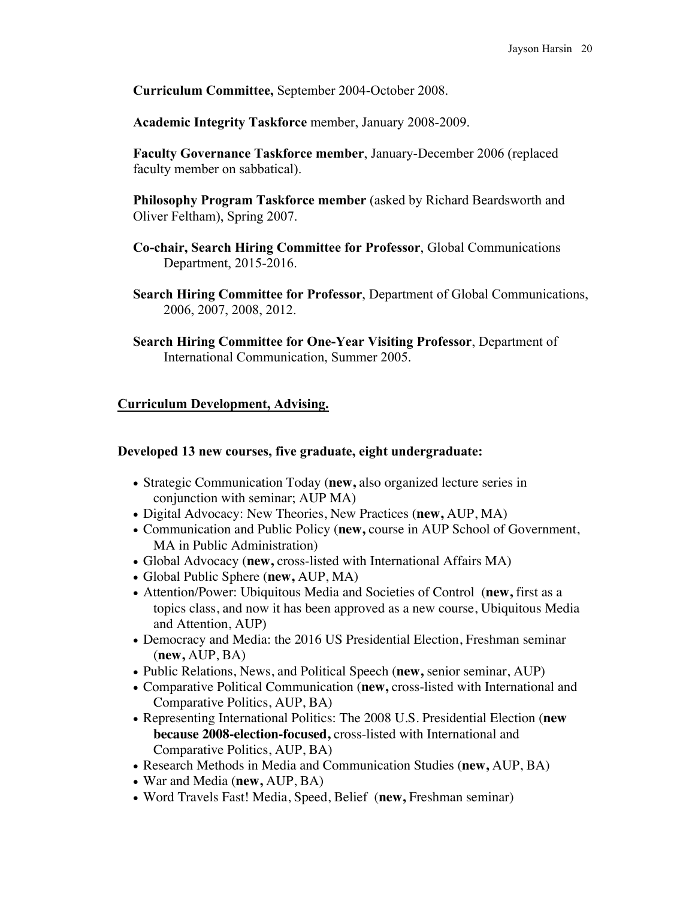**Curriculum Committee,** September 2004-October 2008.

**Academic Integrity Taskforce** member, January 2008-2009.

**Faculty Governance Taskforce member**, January-December 2006 (replaced faculty member on sabbatical).

**Philosophy Program Taskforce member** (asked by Richard Beardsworth and Oliver Feltham), Spring 2007.

**Co-chair, Search Hiring Committee for Professor**, Global Communications Department, 2015-2016.

**Search Hiring Committee for Professor**, Department of Global Communications, 2006, 2007, 2008, 2012.

**Search Hiring Committee for One-Year Visiting Professor**, Department of International Communication, Summer 2005.

## Curriculum Development, Advising.

**Developed 13 new courses, five graduate, eight undergraduate:**

- Strategic Communication Today (**new,** also organized lecture series in conjunction with seminar; AUP MA)
- Digital Advocacy: New Theories, New Practices (**new,** AUP, MA)
- Communication and Public Policy (**new,** course in AUP School of Government, MA in Public Administration)
- Global Advocacy (**new,** cross-listed with International Affairs MA)
- Global Public Sphere (**new,** AUP, MA)
- Attention/Power: Ubiquitous Media and Societies of Control (**new,** first as a topics class, and now it has been approved as a new course, Ubiquitous Media and Attention, AUP)
- Democracy and Media: the 2016 US Presidential Election, Freshman seminar (**new,** AUP, BA)
- Public Relations, News, and Political Speech (**new,** senior seminar, AUP)
- Comparative Political Communication (**new,** cross-listed with International and Comparative Politics, AUP, BA)
- Representing International Politics: The 2008 U.S. Presidential Election (**new because 2008-election-focused,** cross-listed with International and Comparative Politics, AUP, BA)
- Research Methods in Media and Communication Studies (**new,** AUP, BA)
- War and Media (**new,** AUP, BA)
- Word Travels Fast! Media, Speed, Belief (**new,** Freshman seminar)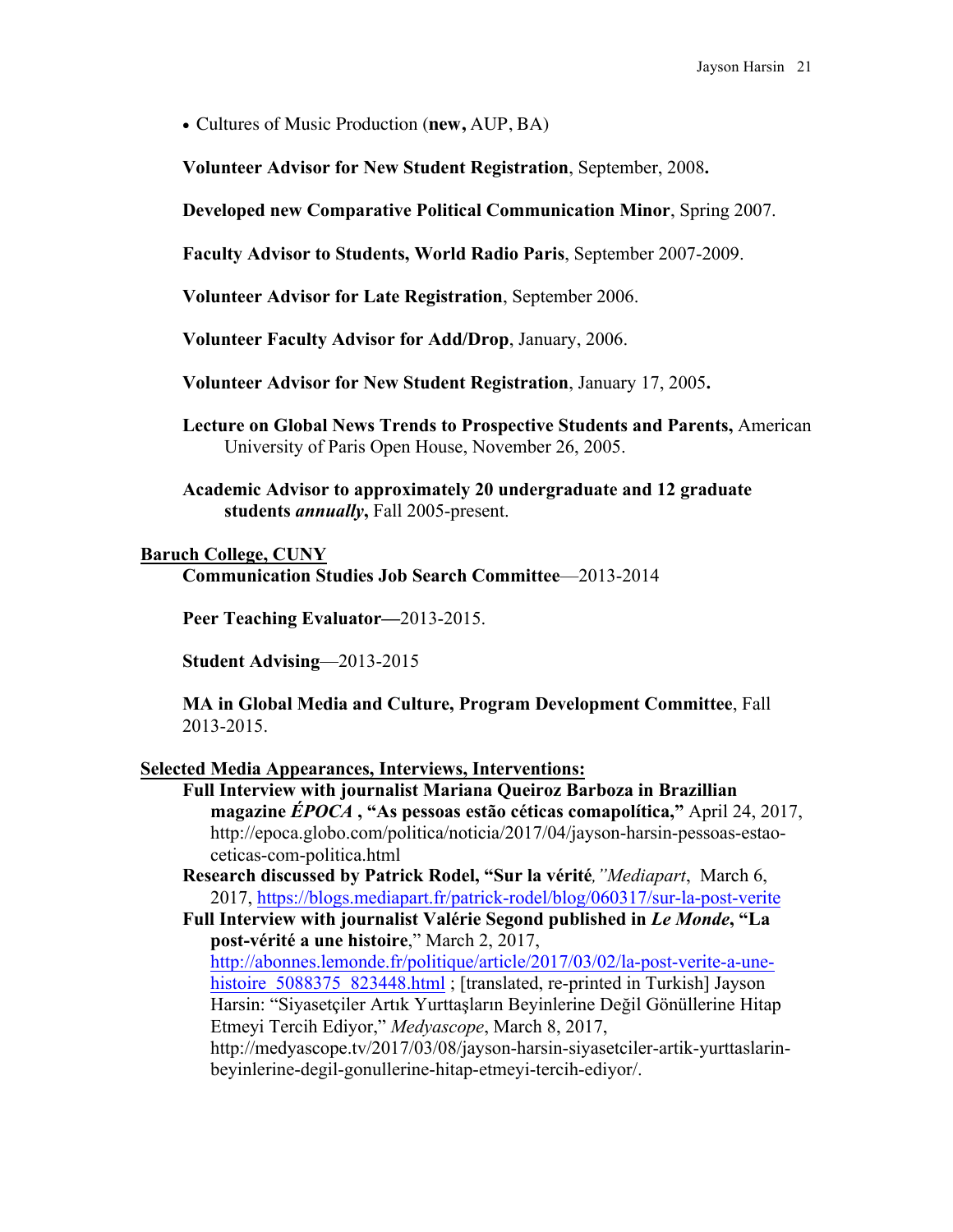- Cultures of Music Production (**new,** AUP, BA)

**Volunteer Advisor for New Student Registration**, September, 2008**.**

**Developed new Comparative Political Communication Minor**, Spring 2007.

**Faculty Advisor to Students, World Radio Paris**, September 2007-2009.

**Volunteer Advisor for Late Registration**, September 2006.

**Volunteer Faculty Advisor for Add/Drop**, January, 2006.

**Volunteer Advisor for New Student Registration**, January 17, 2005**.**

**Lecture on Global News Trends to Prospective Students and Parents,** American University of Paris Open House, November 26, 2005.

**Academic Advisor to approximately 20 undergraduate and 12 graduate students *annually*,** Fall 2005-present.

**Baruch College, CUNY**

**Communication Studies Job Search Committee**—2013-2014

**Peer Teaching Evaluator—**2013-2015.

**Student Advising**—2013-2015

**MA in Global Media and Culture, Program Development Committee**, Fall 2013-2015.

**Selected Media Appearances, Interviews, Interventions:**

**Full Interview with journalist Mariana Queiroz Barboza in Brazillian magazine *ÉPOCA* , "As pessoas estão céticas comapolítica,"** April 24, 2017, http://epoca.globo.com/politica/noticia/2017/04/jayson-harsin-pessoas-estao-ceticas-com-politica.html

**Research discussed by Patrick Rodel, "Sur la vérité***,"Mediapart*, March 6, 2017, https://blogs.mediapart.fr/patrick-rodel/blog/060317/sur-la-post-verite

**Full Interview with journalist Valérie Segond published in *Le Monde*, "La post-vérité a une histoire**," March 2, 2017, http://abonnes.lemonde.fr/politique/article/2017/03/02/la-post-verite-a-une-histoire_5088375_823448.html ; [translated, re-printed in Turkish] Jayson Harsin: "Siyasetçiler Artık Yurttaşların Beyinlerine Değil Gönüllerine Hitap Etmeyi Tercih Ediyor," *Medyascope*, March 8, 2017, http://medyascope.tv/2017/03/08/jayson-harsin-siyasetciler-artik-yurttaslarin-beyinlerine-degil-gonullerine-hitap-etmeyi-tercih-ediyor/.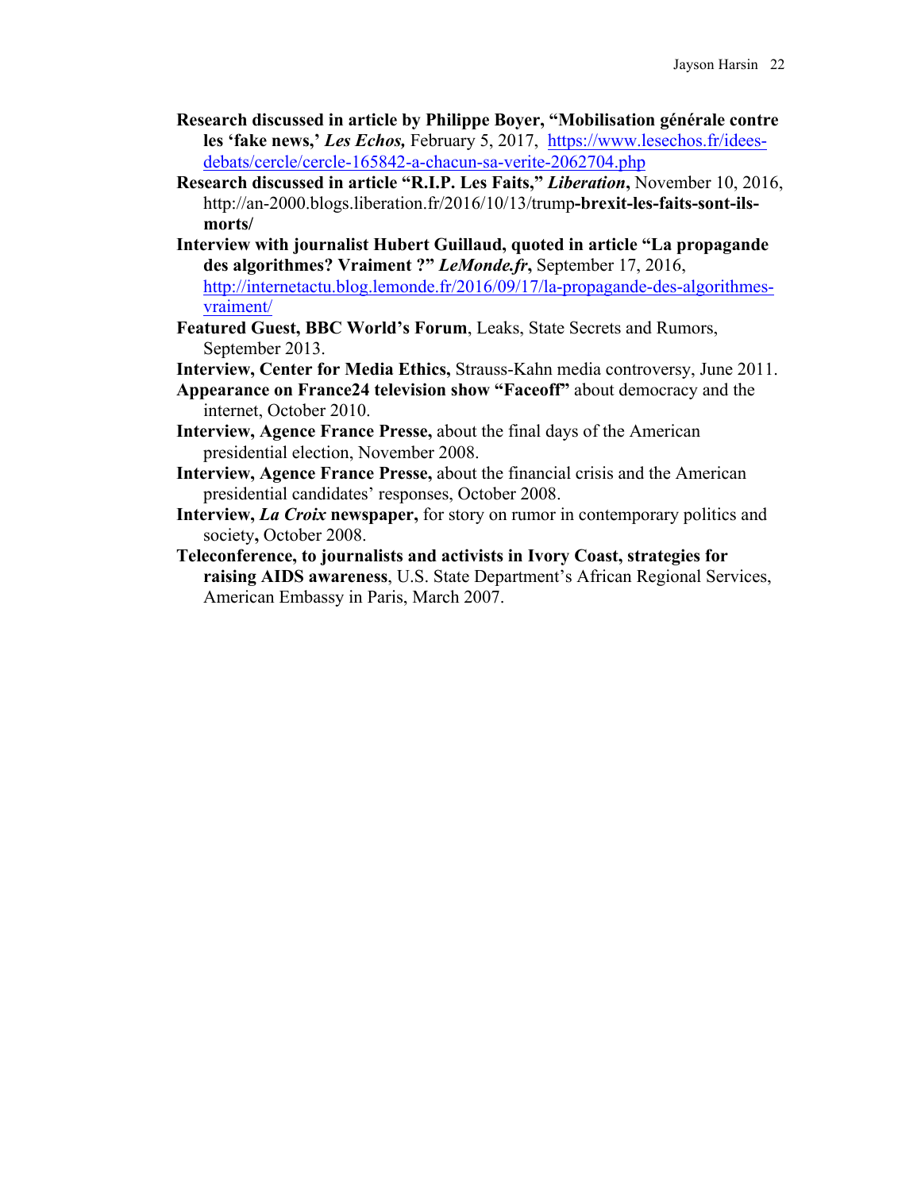**Research discussed in article by Philippe Boyer, "Mobilisation générale contre les 'fake news,' *Les Echos,*** February 5, 2017, https://www.lesechos.fr/idees-debats/cercle/cercle-165842-a-chacun-sa-verite-2062704.php

**Research discussed in article "R.I.P. Les Faits," *Liberation*,** November 10, 2016, http://an-2000.blogs.liberation.fr/2016/10/13/trump**-brexit-les-faits-sont-ils-morts/**

**Interview with journalist Hubert Guillaud, quoted in article "La propagande des algorithmes? Vraiment ?" *LeMonde.fr*,** September 17, 2016, http://internetactu.blog.lemonde.fr/2016/09/17/la-propagande-des-algorithmes-vraiment/

**Featured Guest, BBC World's Forum**, Leaks, State Secrets and Rumors, September 2013.

**Interview, Center for Media Ethics,** Strauss-Kahn media controversy, June 2011.

**Appearance on France24 television show "Faceoff"** about democracy and the internet, October 2010.

**Interview, Agence France Presse,** about the final days of the American presidential election, November 2008.

**Interview, Agence France Presse,** about the financial crisis and the American presidential candidates' responses, October 2008.

**Interview, *La Croix* newspaper,** for story on rumor in contemporary politics and society**,** October 2008.

**Teleconference, to journalists and activists in Ivory Coast, strategies for raising AIDS awareness**, U.S. State Department's African Regional Services, American Embassy in Paris, March 2007.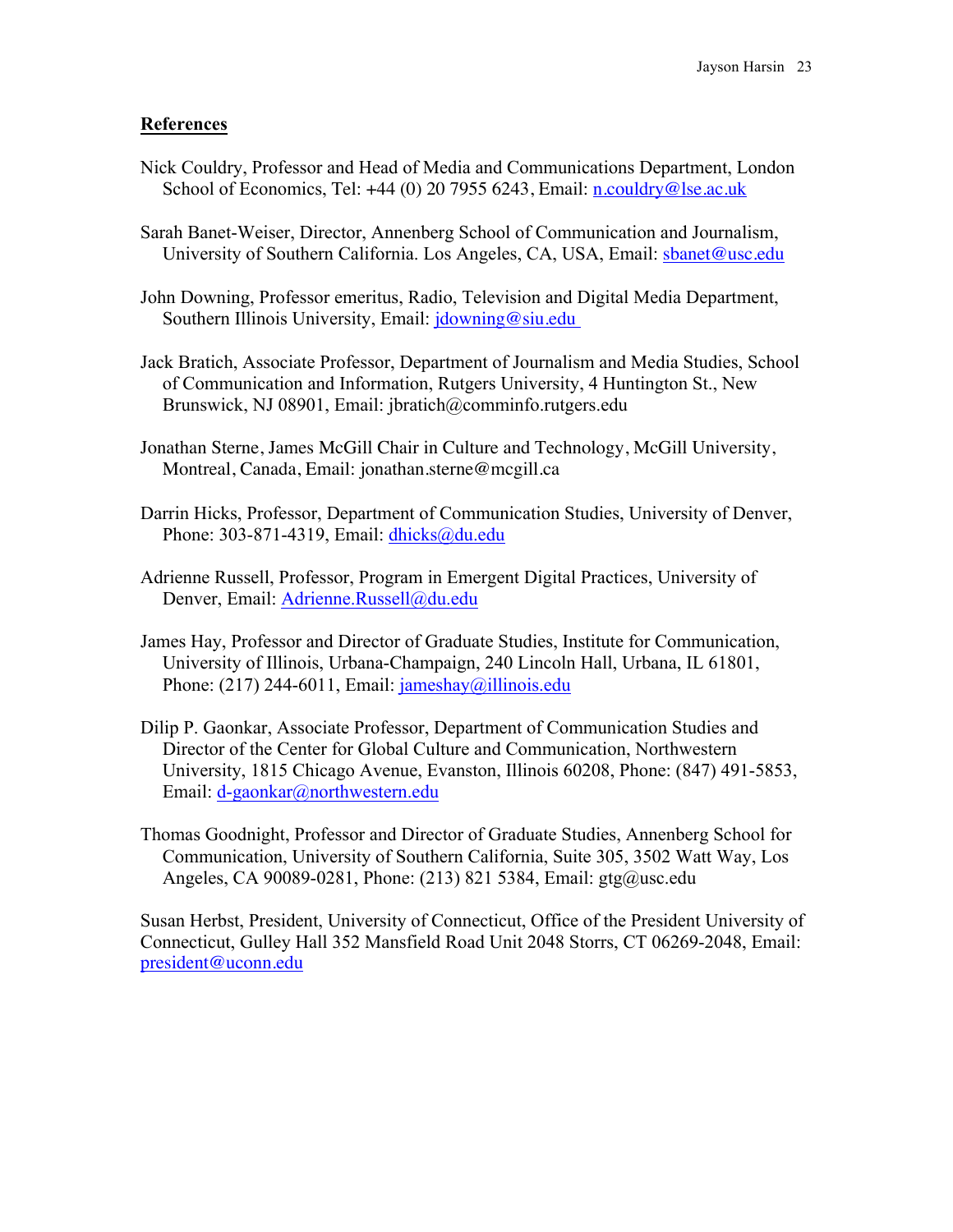## References

Nick Couldry, Professor and Head of Media and Communications Department, London School of Economics, Tel: +44 (0) 20 7955 6243, Email: n.couldry@lse.ac.uk

Sarah Banet-Weiser, Director, Annenberg School of Communication and Journalism, University of Southern California. Los Angeles, CA, USA, Email: sbanet@usc.edu

John Downing, Professor emeritus, Radio, Television and Digital Media Department, Southern Illinois University, Email: jdowning@siu.edu

Jack Bratich, Associate Professor, Department of Journalism and Media Studies, School of Communication and Information, Rutgers University, 4 Huntington St., New Brunswick, NJ 08901, Email: jbratich@comminfo.rutgers.edu

Jonathan Sterne, James McGill Chair in Culture and Technology, McGill University, Montreal, Canada, Email: jonathan.sterne@mcgill.ca

Darrin Hicks, Professor, Department of Communication Studies, University of Denver, Phone: 303-871-4319, Email: dhicks@du.edu

Adrienne Russell, Professor, Program in Emergent Digital Practices, University of Denver, Email: Adrienne.Russell@du.edu

James Hay, Professor and Director of Graduate Studies, Institute for Communication, University of Illinois, Urbana-Champaign, 240 Lincoln Hall, Urbana, IL 61801, Phone: (217) 244-6011, Email: jameshay@illinois.edu

Dilip P. Gaonkar, Associate Professor, Department of Communication Studies and Director of the Center for Global Culture and Communication, Northwestern University, 1815 Chicago Avenue, Evanston, Illinois 60208, Phone: (847) 491-5853, Email: d-gaonkar@northwestern.edu

Thomas Goodnight, Professor and Director of Graduate Studies, Annenberg School for Communication, University of Southern California, Suite 305, 3502 Watt Way, Los Angeles, CA 90089-0281, Phone: (213) 821 5384, Email: gtg@usc.edu

Susan Herbst, President, University of Connecticut, Office of the President University of Connecticut, Gulley Hall 352 Mansfield Road Unit 2048 Storrs, CT 06269-2048, Email: president@uconn.edu